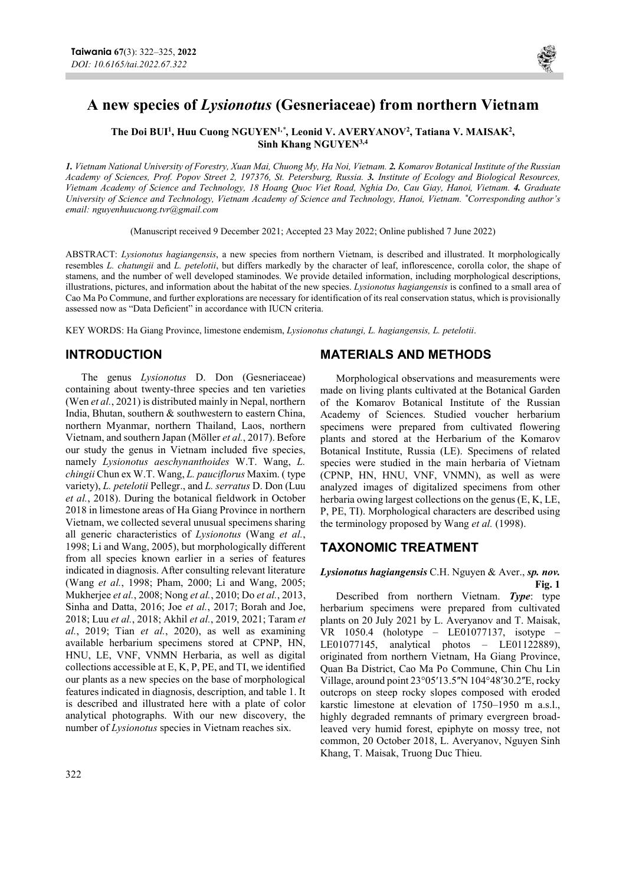# A new species of *Lysionotus* (Gesneriaceae) from northern Vietnam

**The Doi BUI[1], Huu Cuong NGUYEN[1,*], Leonid V. AVERYANOV[2], Tatiana V. MAISAK[2], Sinh Khang NGUYEN[3,4]**

*1. Vietnam National University of Forestry, Xuan Mai, Chuong My, Ha Noi, Vietnam. 2. Komarov Botanical Institute of the Russian Academy of Sciences, Prof. Popov Street 2, 197376, St. Petersburg, Russia. 3. Institute of Ecology and Biological Resources, Vietnam Academy of Science and Technology, 18 Hoang Quoc Viet Road, Nghia Do, Cau Giay, Hanoi, Vietnam. 4. Graduate University of Science and Technology, Vietnam Academy of Science and Technology, Hanoi, Vietnam. *Corresponding author's email: nguyenhuucuong.tvr@gmail.com*

(Manuscript received 9 December 2021; Accepted 23 May 2022; Online published 7 June 2022)

ABSTRACT: *Lysionotus hagiangensis*, a new species from northern Vietnam, is described and illustrated. It morphologically resembles *L. chatungii* and *L. petelotii*, but differs markedly by the character of leaf, inflorescence, corolla color, the shape of stamens, and the number of well developed staminodes. We provide detailed information, including morphological descriptions, illustrations, pictures, and information about the habitat of the new species. *Lysionotus hagiangensis* is confined to a small area of Cao Ma Po Commune, and further explorations are necessary for identification of its real conservation status, which is provisionally assessed now as "Data Deficient" in accordance with IUCN criteria.

KEY WORDS: Ha Giang Province, limestone endemism, *Lysionotus chatungi, L. hagiangensis, L. petelotii*.

## INTRODUCTION

The genus *Lysionotus* D. Don (Gesneriaceae) containing about twenty-three species and ten varieties (Wen *et al.*, 2021) is distributed mainly in Nepal, northern India, Bhutan, southern & southwestern to eastern China, northern Myanmar, northern Thailand, Laos, northern Vietnam, and southern Japan (Möller *et al.*, 2017). Before our study the genus in Vietnam included five species, namely *Lysionotus aeschynanthoides* W.T. Wang, *L. chingii* Chun ex W.T. Wang, *L. pauciflorus* Maxim. ( type variety), *L. petelotii* Pellegr., and *L. serratus* D. Don (Luu *et al.*, 2018). During the botanical fieldwork in October 2018 in limestone areas of Ha Giang Province in northern Vietnam, we collected several unusual specimens sharing all generic characteristics of *Lysionotus* (Wang *et al.*, 1998; Li and Wang, 2005), but morphologically different from all species known earlier in a series of features indicated in diagnosis. After consulting relevant literature (Wang *et al.*, 1998; Pham, 2000; Li and Wang, 2005; Mukherjee *et al.*, 2008; Nong *et al.*, 2010; Do *et al.*, 2013, Sinha and Datta, 2016; Joe *et al.*, 2017; Borah and Joe, 2018; Luu *et al.*, 2018; Akhil *et al.*, 2019, 2021; Taram *et al.*, 2019; Tian *et al.*, 2020), as well as examining available herbarium specimens stored at CPNP, HN, HNU, LE, VNF, VNMN Herbaria, as well as digital collections accessible at E, K, P, PE, and TI, we identified our plants as a new species on the base of morphological features indicated in diagnosis, description, and table 1. It is described and illustrated here with a plate of color analytical photographs. With our new discovery, the number of *Lysionotus* species in Vietnam reaches six.

## MATERIALS AND METHODS

Morphological observations and measurements were made on living plants cultivated at the Botanical Garden of the Komarov Botanical Institute of the Russian Academy of Sciences. Studied voucher herbarium specimens were prepared from cultivated flowering plants and stored at the Herbarium of the Komarov Botanical Institute, Russia (LE). Specimens of related species were studied in the main herbaria of Vietnam (CPNP, HN, HNU, VNF, VNMN), as well as were analyzed images of digitalized specimens from other herbaria owing largest collections on the genus (E, K, LE, P, PE, TI). Morphological characters are described using the terminology proposed by Wang *et al.* (1998).

## TAXONOMIC TREATMENT

***Lysionotus hagiangensis*** C.H. Nguyen & Aver., ***sp. nov.*** **Fig. 1**

Described from northern Vietnam. ***Type***: type herbarium specimens were prepared from cultivated plants on 20 July 2021 by L. Averyanov and T. Maisak, VR 1050.4 (holotype – LE01077137, isotype – LE01077145, analytical photos – LE01122889), originated from northern Vietnam, Ha Giang Province, Quan Ba District, Cao Ma Po Commune, Chin Chu Lin Village, around point 23°05′13.5″N 104°48′30.2″E, rocky outcrops on steep rocky slopes composed with eroded karstic limestone at elevation of 1750–1950 m a.s.l., highly degraded remnants of primary evergreen broad-leaved very humid forest, epiphyte on mossy tree, not common, 20 October 2018, L. Averyanov, Nguyen Sinh Khang, T. Maisak, Truong Duc Thieu.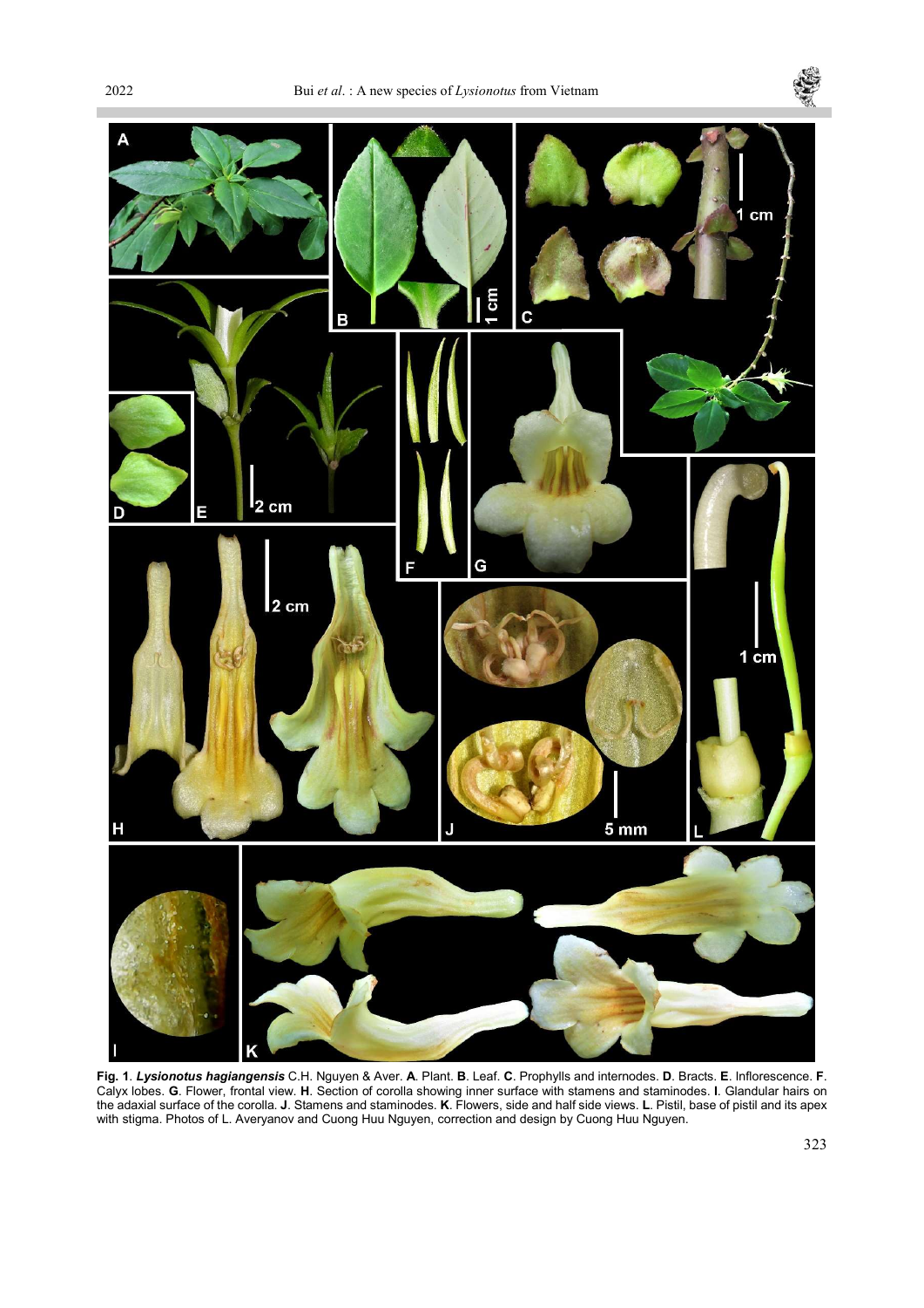**Fig. 1**. ***Lysionotus hagiangensis*** C.H. Nguyen & Aver. **A**. Plant. **B**. Leaf. **C**. Prophylls and internodes. **D**. Bracts. **E**. Inflorescence. **F**. Calyx lobes. **G**. Flower, frontal view. **H**. Section of corolla showing inner surface with stamens and staminodes. **I**. Glandular hairs on the adaxial surface of the corolla. **J**. Stamens and staminodes. **K**. Flowers, side and half side views. **L**. Pistil, base of pistil and its apex with stigma. Photos of L. Averyanov and Cuong Huu Nguyen, correction and design by Cuong Huu Nguyen.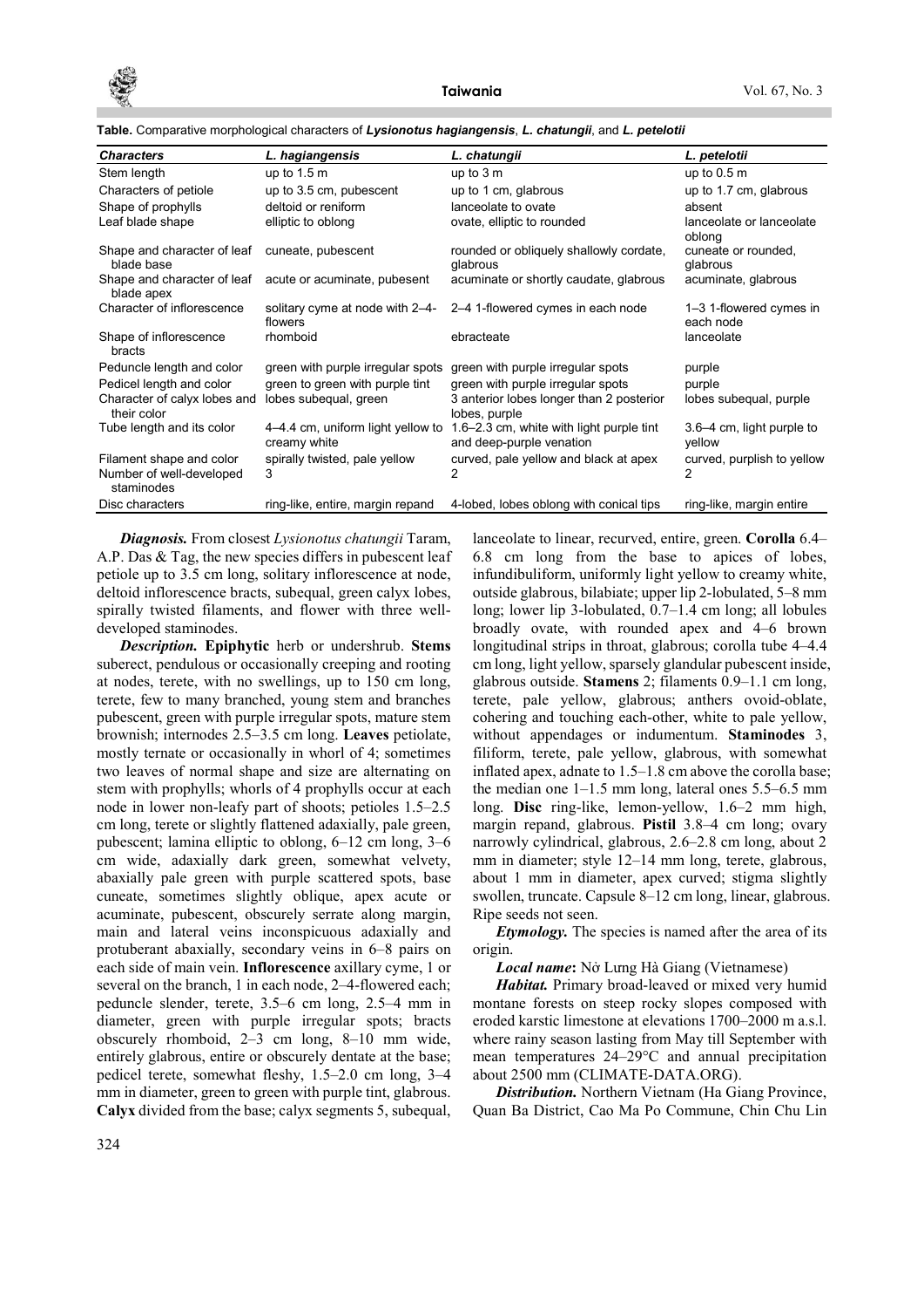**Table.** Comparative morphological characters of ***Lysionotus hagiangensis***, ***L. chatungii***, and ***L. petelotii***

| ***Characters*** | ***L. hagiangensis*** | ***L. chatungii*** | ***L. petelotii*** |
|---|---|---|---|
| Stem length | up to 1.5 m | up to 3 m | up to 0.5 m |
| Characters of petiole | up to 3.5 cm, pubescent | up to 1 cm, glabrous | up to 1.7 cm, glabrous |
| Shape of prophylls | deltoid or reniform | lanceolate to ovate | absent |
| Leaf blade shape | elliptic to oblong | ovate, elliptic to rounded | lanceolate or lanceolate oblong |
| Shape and character of leaf blade base | cuneate, pubescent | rounded or obliquely shallowly cordate, glabrous | cuneate or rounded, glabrous |
| Shape and character of leaf blade apex | acute or acuminate, pubesent | acuminate or shortly caudate, glabrous | acuminate, glabrous |
| Character of inflorescence | solitary cyme at node with 2–4-flowers | 2–4 1-flowered cymes in each node | 1–3 1-flowered cymes in each node |
| Shape of inflorescence bracts | rhomboid | ebracteate | lanceolate |
| Peduncle length and color | green with purple irregular spots | green with purple irregular spots | purple |
| Pedicel length and color | green to green with purple tint | green with purple irregular spots | purple |
| Character of calyx lobes and their color | lobes subequal, green | 3 anterior lobes longer than 2 posterior lobes, purple | lobes subequal, purple |
| Tube length and its color | 4–4.4 cm, uniform light yellow to creamy white | 1.6–2.3 cm, white with light purple tint and deep-purple venation | 3.6–4 cm, light purple to yellow |
| Filament shape and color | spirally twisted, pale yellow | curved, pale yellow and black at apex | curved, purplish to yellow |
| Number of well-developed staminodes | 3 | 2 | 2 |
| Disc characters | ring-like, entire, margin repand | 4-lobed, lobes oblong with conical tips | ring-like, margin entire |

***Diagnosis.*** From closest *Lysionotus chatungii* Taram, A.P. Das & Tag, the new species differs in pubescent leaf petiole up to 3.5 cm long, solitary inflorescence at node, deltoid inflorescence bracts, subequal, green calyx lobes, spirally twisted filaments, and flower with three well-developed staminodes.

***Description.*** **Epiphytic** herb or undershrub. **Stems** suberect, pendulous or occasionally creeping and rooting at nodes, terete, with no swellings, up to 150 cm long, terete, few to many branched, young stem and branches pubescent, green with purple irregular spots, mature stem brownish; internodes 2.5–3.5 cm long. **Leaves** petiolate, mostly ternate or occasionally in whorl of 4; sometimes two leaves of normal shape and size are alternating on stem with prophylls; whorls of 4 prophylls occur at each node in lower non-leafy part of shoots; petioles 1.5–2.5 cm long, terete or slightly flattened adaxially, pale green, pubescent; lamina elliptic to oblong, 6–12 cm long, 3–6 cm wide, adaxially dark green, somewhat velvety, abaxially pale green with purple scattered spots, base cuneate, sometimes slightly oblique, apex acute or acuminate, pubescent, obscurely serrate along margin, main and lateral veins inconspicuous adaxially and protuberant abaxially, secondary veins in 6–8 pairs on each side of main vein. **Inflorescence** axillary cyme, 1 or several on the branch, 1 in each node, 2–4-flowered each; peduncle slender, terete, 3.5–6 cm long, 2.5–4 mm in diameter, green with purple irregular spots; bracts obscurely rhomboid, 2–3 cm long, 8–10 mm wide, entirely glabrous, entire or obscurely dentate at the base; pedicel terete, somewhat fleshy, 1.5–2.0 cm long, 3–4 mm in diameter, green to green with purple tint, glabrous. **Calyx** divided from the base; calyx segments 5, subequal, lanceolate to linear, recurved, entire, green. **Corolla** 6.4–6.8 cm long from the base to apices of lobes, infundibuliform, uniformly light yellow to creamy white, outside glabrous, bilabiate; upper lip 2-lobulated, 5–8 mm long; lower lip 3-lobulated, 0.7–1.4 cm long; all lobules broadly ovate, with rounded apex and 4–6 brown longitudinal strips in throat, glabrous; corolla tube 4–4.4 cm long, light yellow, sparsely glandular pubescent inside, glabrous outside. **Stamens** 2; filaments 0.9–1.1 cm long, terete, pale yellow, glabrous; anthers ovoid-oblate, cohering and touching each-other, white to pale yellow, without appendages or indumentum. **Staminodes** 3, filiform, terete, pale yellow, glabrous, with somewhat inflated apex, adnate to 1.5–1.8 cm above the corolla base; the median one 1–1.5 mm long, lateral ones 5.5–6.5 mm long. **Disc** ring-like, lemon-yellow, 1.6–2 mm high, margin repand, glabrous. **Pistil** 3.8–4 cm long; ovary narrowly cylindrical, glabrous, 2.6–2.8 cm long, about 2 mm in diameter; style 12–14 mm long, terete, glabrous, about 1 mm in diameter, apex curved; stigma slightly swollen, truncate. Capsule 8–12 cm long, linear, glabrous. Ripe seeds not seen.

***Etymology.*** The species is named after the area of its origin.

***Local name*:** Nở Lưng Hà Giang (Vietnamese)

***Habitat.*** Primary broad-leaved or mixed very humid montane forests on steep rocky slopes composed with eroded karstic limestone at elevations 1700–2000 m a.s.l. where rainy season lasting from May till September with mean temperatures 24–29°C and annual precipitation about 2500 mm (CLIMATE-DATA.ORG).

***Distribution.*** Northern Vietnam (Ha Giang Province, Quan Ba District, Cao Ma Po Commune, Chin Chu Lin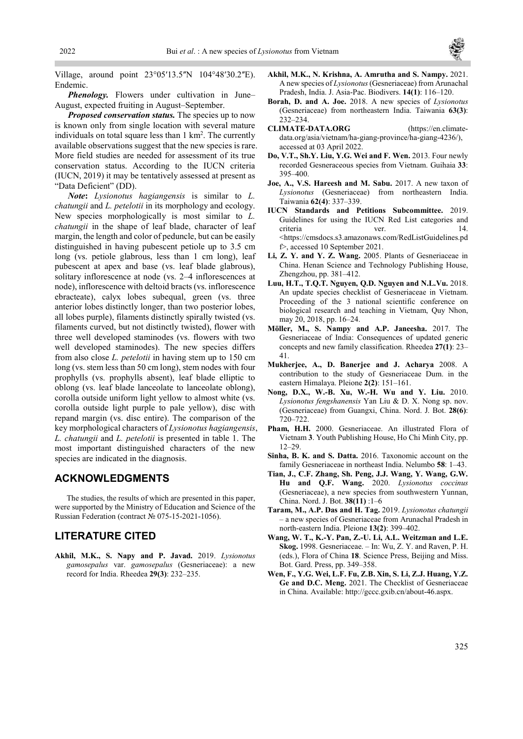Village, around point 23°05′13.5″N 104°48′30.2″E). Endemic.

***Phenology.*** Flowers under cultivation in June–August, expected fruiting in August–September.

***Proposed conservation status.*** The species up to now is known only from single location with several mature individuals on total square less than 1 km$^2$. The currently available observations suggest that the new species is rare. More field studies are needed for assessment of its true conservation status. According to the IUCN criteria (IUCN, 2019) it may be tentatively assessed at present as "Data Deficient" (DD).

***Note*:** *Lysionotus hagiangensis* is similar to *L. chatungii* and *L. petelotii* in its morphology and ecology. New species morphologically is most similar to *L. chatungii* in the shape of leaf blade, character of leaf margin, the length and color of peduncle, but can be easily distinguished in having pubescent petiole up to 3.5 cm long (vs. petiole glabrous, less than 1 cm long), leaf pubescent at apex and base (vs. leaf blade glabrous), solitary inflorescence at node (vs. 2–4 inflorescences at node), inflorescence with deltoid bracts (vs. inflorescence ebracteate), calyx lobes subequal, green (vs. three anterior lobes distinctly longer, than two posterior lobes, all lobes purple), filaments distinctly spirally twisted (vs. filaments curved, but not distinctly twisted), flower with three well developed staminodes (vs. flowers with two well developed staminodes). The new species differs from also close *L. petelotii* in having stem up to 150 cm long (vs. stem less than 50 cm long), stem nodes with four prophylls (vs. prophylls absent), leaf blade elliptic to oblong (vs. leaf blade lanceolate to lanceolate oblong), corolla outside uniform light yellow to almost white (vs. corolla outside light purple to pale yellow), disc with repand margin (vs. disc entire). The comparison of the key morphological characters of *Lysionotus hagiangensis*, *L. chatungii* and *L. petelotii* is presented in table 1. The most important distinguished characters of the new species are indicated in the diagnosis.

## ACKNOWLEDGMENTS

The studies, the results of which are presented in this paper, were supported by the Ministry of Education and Science of the Russian Federation (contract № 075-15-2021-1056).

## LITERATURE CITED

**Akhil, M.K., S. Napy and P. Javad.** 2019. *Lysionotus gamosepalus* var. *gamosepalus* (Gesneriaceae): a new record for India. Rheedea **29(3)**: 232–235.

**Akhil, M.K., N. Krishna, A. Amrutha and S. Nampy.** 2021. A new species of *Lysionotus* (Gesneriaceae) from Arunachal Pradesh, India. J. Asia-Pac. Biodivers. **14(1)**: 116–120.

**Borah, D. and A. Joe.** 2018. A new species of *Lysionotus* (Gesneriaceae) from northeastern India. Taiwania **63(3)**: 232–234.

**CLIMATE-DATA.ORG** (https://en.climate-data.org/asia/vietnam/ha-giang-province/ha-giang-4236/), accessed at 03 April 2022.

**Do, V.T., Sh.Y. Liu, Y.G. Wei and F. Wen.** 2013. Four newly recorded Gesneraceous species from Vietnam. Guihaia **33**: 395–400.

**Joe, A., V.S. Hareesh and M. Sabu.** 2017. A new taxon of *Lysionotus* (Gesneriaceae) from northeastern India. Taiwania **62(4)**: 337–339.

**IUCN Standards and Petitions Subcommittee.** 2019. Guidelines for using the IUCN Red List categories and criteria ver. 14. <https://cmsdocs.s3.amazonaws.com/RedListGuidelines.pdf>, accessed 10 September 2021.

**Li, Z. Y. and Y. Z. Wang.** 2005. Plants of Gesneriaceae in China. Henan Science and Technology Publishing House, Zhengzhou, pp. 381–412.

**Luu, H.T., T.Q.T. Nguyen, Q.D. Nguyen and N.L.Vu.** 2018. An update species checklist of Gesneriaceae in Vietnam. Proceeding of the 3 national scientific conference on biological research and teaching in Vietnam, Quy Nhon, may 20, 2018, pp. 16–24.

**Möller, M., S. Nampy and A.P. Janeesha.** 2017. The Gesneriaceae of India: Consequences of updated generic concepts and new family classification. Rheedea **27(1)**: 23–41.

**Mukherjee, A., D. Banerjee and J. Acharya** 2008. A contribution to the study of Gesneriaceae Dum. in the eastern Himalaya. Pleione **2(2)**: 151–161.

**Nong, D.X., W.-B. Xu, W.-H. Wu and Y. Liu.** 2010. *Lysionotus fengshanensis* Yan Liu & D. X. Nong sp. nov. (Gesneriaceae) from Guangxi, China. Nord. J. Bot. **28(6)**: 720–722.

**Pham, H.H.** 2000. Gesneriaceae. An illustrated Flora of Vietnam **3**. Youth Publishing House, Ho Chi Minh City, pp. 12–29.

**Sinha, B. K. and S. Datta.** 2016. Taxonomic account on the family Gesneriaceae in northeast India. Nelumbo **58**: 1–43.

**Tian, J., C.F. Zhang, Sh. Peng, J.J. Wang, Y. Wang, G.W. Hu and Q.F. Wang.** 2020. *Lysionotus coccinus* (Gesneriaceae), a new species from southwestern Yunnan, China. Nord. J. Bot. **38(11)** :1–6

**Taram, M., A.P. Das and H. Tag.** 2019. *Lysionotus chatungii* – a new species of Gesneriaceae from Arunachal Pradesh in north-eastern India. Pleione **13(2)**: 399–402.

**Wang, W. T., K.-Y. Pan, Z.-U. Li, A.L. Weitzman and L.E. Skog.** 1998. Gesneriaceae. – In: Wu, Z. Y. and Raven, P. H. (eds.), Flora of China **18**. Science Press, Beijing and Miss. Bot. Gard. Press, pp. 349–358.

**Wen, F., Y.G. Wei, L.F. Fu, Z.B. Xin, S. Li, Z.J. Huang, Y.Z. Ge and D.C. Meng.** 2021. The Checklist of Gesneriaceae in China. Available: http://gccc.gxib.cn/about-46.aspx.